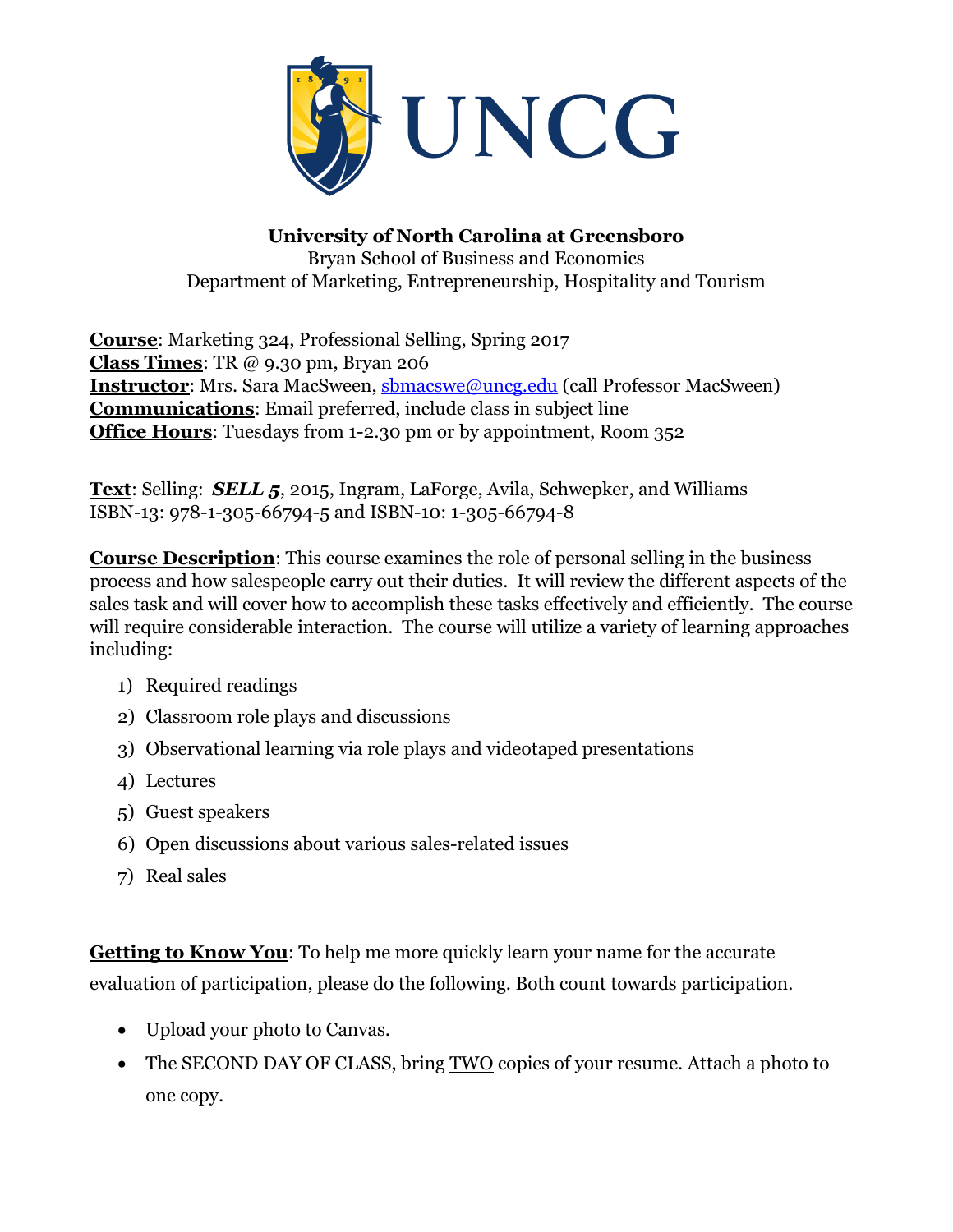**University of North Carolina at Greensboro**
Bryan School of Business and Economics
Department of Marketing, Entrepreneurship, Hospitality and Tourism

**Course**: Marketing 324, Professional Selling, Spring 2017
**Class Times**: TR @ 9.30 pm, Bryan 206
**Instructor**: Mrs. Sara MacSween, sbmacswe@uncg.edu (call Professor MacSween)
**Communications**: Email preferred, include class in subject line
**Office Hours**: Tuesdays from 1-2.30 pm or by appointment, Room 352

**Text**: Selling: ***SELL 5***, 2015, Ingram, LaForge, Avila, Schwepker, and Williams
ISBN-13: 978-1-305-66794-5 and ISBN-10: 1-305-66794-8

**Course Description**: This course examines the role of personal selling in the business process and how salespeople carry out their duties. It will review the different aspects of the sales task and will cover how to accomplish these tasks effectively and efficiently. The course will require considerable interaction. The course will utilize a variety of learning approaches including:

1) Required readings
2) Classroom role plays and discussions
3) Observational learning via role plays and videotaped presentations
4) Lectures
5) Guest speakers
6) Open discussions about various sales-related issues
7) Real sales

**Getting to Know You**: To help me more quickly learn your name for the accurate evaluation of participation, please do the following. Both count towards participation.

- Upload your photo to Canvas.
- The SECOND DAY OF CLASS, bring TWO copies of your resume. Attach a photo to one copy.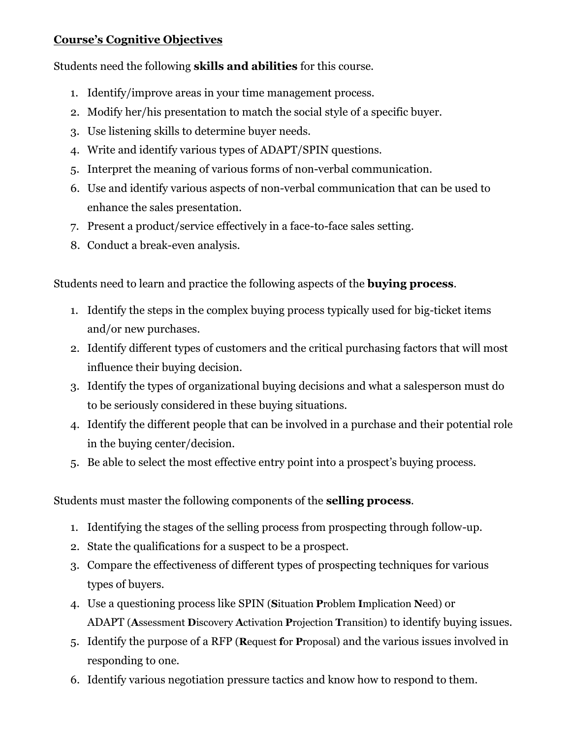**<u>Course's Cognitive Objectives</u>**

Students need the following **skills and abilities** for this course.

1. Identify/improve areas in your time management process.
2. Modify her/his presentation to match the social style of a specific buyer.
3. Use listening skills to determine buyer needs.
4. Write and identify various types of ADAPT/SPIN questions.
5. Interpret the meaning of various forms of non-verbal communication.
6. Use and identify various aspects of non-verbal communication that can be used to enhance the sales presentation.
7. Present a product/service effectively in a face-to-face sales setting.
8. Conduct a break-even analysis.

Students need to learn and practice the following aspects of the **buying process**.

1. Identify the steps in the complex buying process typically used for big-ticket items and/or new purchases.
2. Identify different types of customers and the critical purchasing factors that will most influence their buying decision.
3. Identify the types of organizational buying decisions and what a salesperson must do to be seriously considered in these buying situations.
4. Identify the different people that can be involved in a purchase and their potential role in the buying center/decision.
5. Be able to select the most effective entry point into a prospect's buying process.

Students must master the following components of the **selling process**.

1. Identifying the stages of the selling process from prospecting through follow-up.
2. State the qualifications for a suspect to be a prospect.
3. Compare the effectiveness of different types of prospecting techniques for various types of buyers.
4. Use a questioning process like SPIN (**S**ituation **P**roblem **I**mplication **N**eed) or ADAPT (**A**ssessment **D**iscovery **A**ctivation **P**rojection **T**ransition) to identify buying issues.
5. Identify the purpose of a RFP (**R**equest **f**or **P**roposal) and the various issues involved in responding to one.
6. Identify various negotiation pressure tactics and know how to respond to them.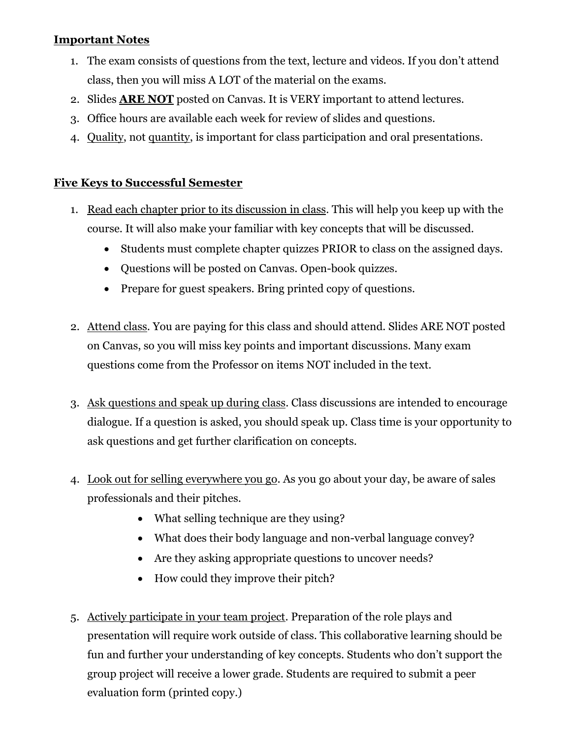**<u>Important Notes</u>**

1. The exam consists of questions from the text, lecture and videos. If you don't attend class, then you will miss A LOT of the material on the exams.
2. Slides **<u>ARE NOT</u>** posted on Canvas. It is VERY important to attend lectures.
3. Office hours are available each week for review of slides and questions.
4. <u>Quality</u>, not <u>quantity</u>, is important for class participation and oral presentations.

**<u>Five Keys to Successful Semester</u>**

1. <u>Read each chapter prior to its discussion in class</u>. This will help you keep up with the course. It will also make your familiar with key concepts that will be discussed.
   - Students must complete chapter quizzes PRIOR to class on the assigned days.
   - Questions will be posted on Canvas. Open-book quizzes.
   - Prepare for guest speakers. Bring printed copy of questions.

2. <u>Attend class</u>. You are paying for this class and should attend. Slides ARE NOT posted on Canvas, so you will miss key points and important discussions. Many exam questions come from the Professor on items NOT included in the text.

3. <u>Ask questions and speak up during class</u>. Class discussions are intended to encourage dialogue. If a question is asked, you should speak up. Class time is your opportunity to ask questions and get further clarification on concepts.

4. <u>Look out for selling everywhere you go</u>. As you go about your day, be aware of sales professionals and their pitches.
   - What selling technique are they using?
   - What does their body language and non-verbal language convey?
   - Are they asking appropriate questions to uncover needs?
   - How could they improve their pitch?

5. <u>Actively participate in your team project</u>. Preparation of the role plays and presentation will require work outside of class. This collaborative learning should be fun and further your understanding of key concepts. Students who don't support the group project will receive a lower grade. Students are required to submit a peer evaluation form (printed copy.)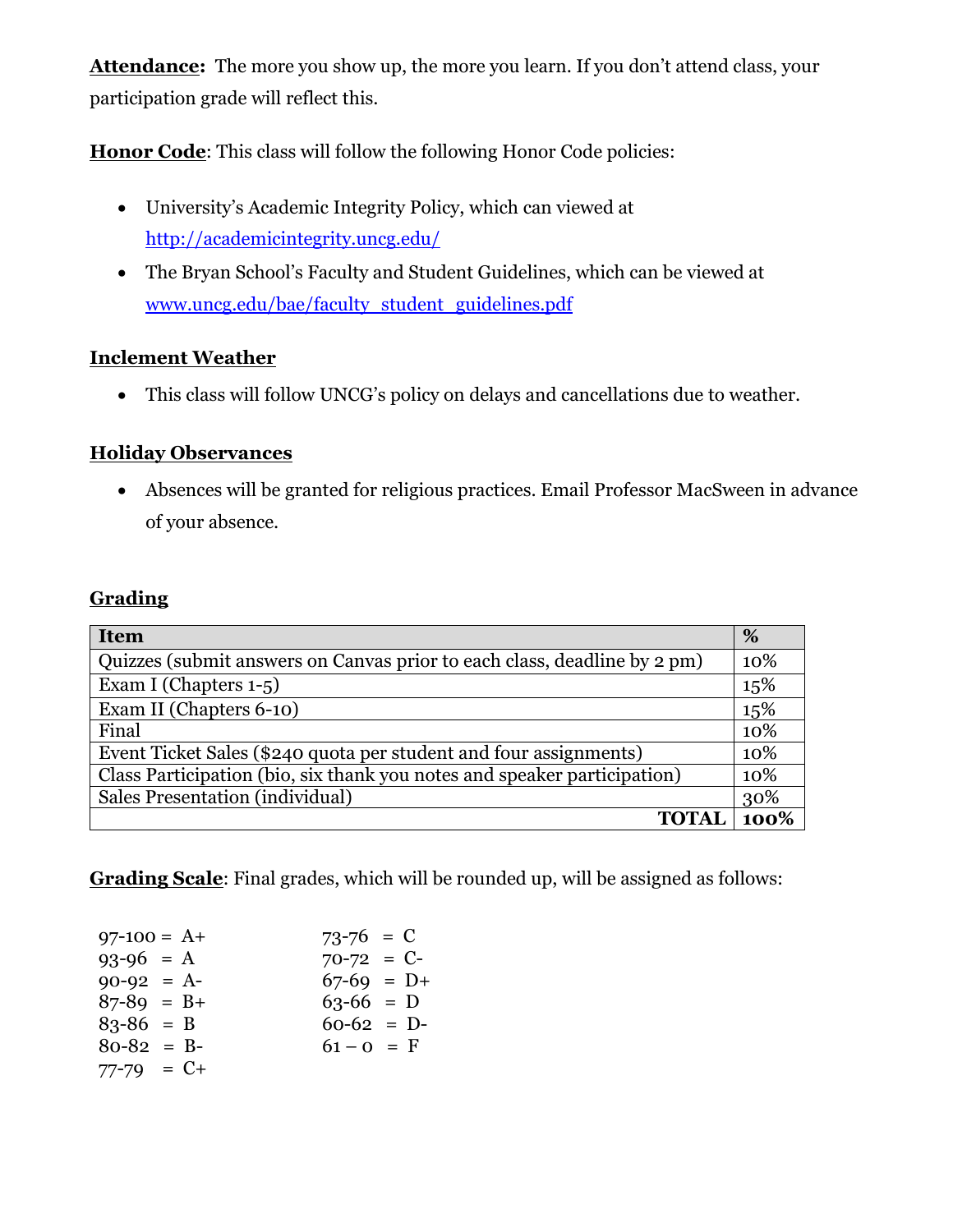**Attendance:** The more you show up, the more you learn. If you don't attend class, your participation grade will reflect this.

**Honor Code**: This class will follow the following Honor Code policies:

- University's Academic Integrity Policy, which can viewed at http://academicintegrity.uncg.edu/
- The Bryan School's Faculty and Student Guidelines, which can be viewed at www.uncg.edu/bae/faculty_student_guidelines.pdf

**Inclement Weather**

- This class will follow UNCG's policy on delays and cancellations due to weather.

**Holiday Observances**

- Absences will be granted for religious practices. Email Professor MacSween in advance of your absence.

**Grading**

| Item | % |
|---|---|
| Quizzes (submit answers on Canvas prior to each class, deadline by 2 pm) | 10% |
| Exam I (Chapters 1-5) | 15% |
| Exam II (Chapters 6-10) | 15% |
| Final | 10% |
| Event Ticket Sales ($240 quota per student and four assignments) | 10% |
| Class Participation (bio, six thank you notes and speaker participation) | 10% |
| Sales Presentation (individual) | 30% |
| **TOTAL** | **100%** |

**Grading Scale**: Final grades, which will be rounded up, will be assigned as follows:

| | | | |
|---|---|---|---|
| 97-100 | = A+ | 73-76 | = C |
| 93-96 | = A | 70-72 | = C- |
| 90-92 | = A- | 67-69 | = D+ |
| 87-89 | = B+ | 63-66 | = D |
| 83-86 | = B | 60-62 | = D- |
| 80-82 | = B- | 61 – 0 | = F |
| 77-79 | = C+ | | |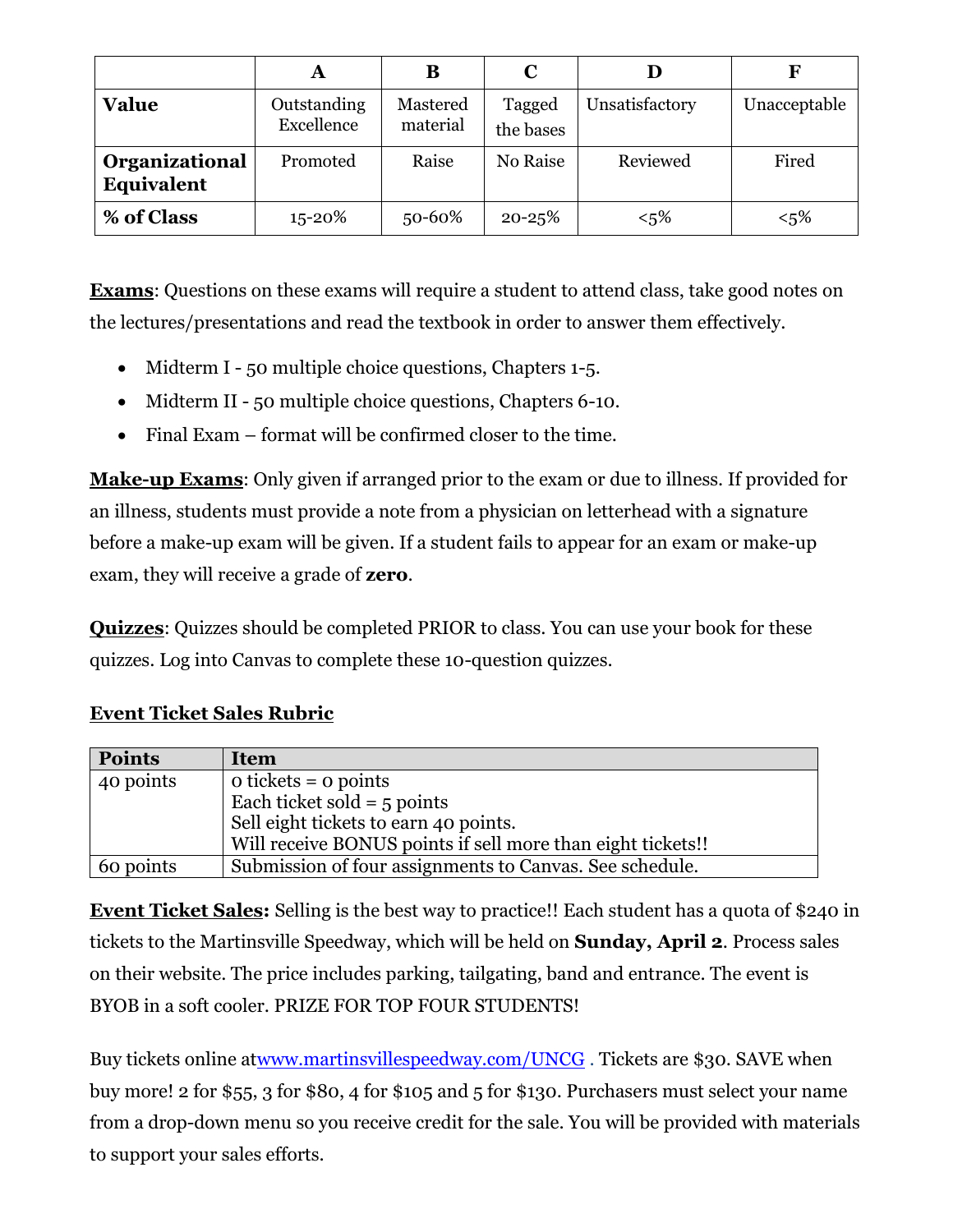| | A | B | C | D | F |
|---|---|---|---|---|---|
| **Value** | Outstanding Excellence | Mastered material | Tagged the bases | Unsatisfactory | Unacceptable |
| **Organizational Equivalent** | Promoted | Raise | No Raise | Reviewed | Fired |
| **% of Class** | 15-20% | 50-60% | 20-25% | <5% | <5% |

**Exams**: Questions on these exams will require a student to attend class, take good notes on the lectures/presentations and read the textbook in order to answer them effectively.

- Midterm I - 50 multiple choice questions, Chapters 1-5.
- Midterm II - 50 multiple choice questions, Chapters 6-10.
- Final Exam – format will be confirmed closer to the time.

**Make-up Exams**: Only given if arranged prior to the exam or due to illness. If provided for an illness, students must provide a note from a physician on letterhead with a signature before a make-up exam will be given. If a student fails to appear for an exam or make-up exam, they will receive a grade of **zero**.

**Quizzes**: Quizzes should be completed PRIOR to class. You can use your book for these quizzes. Log into Canvas to complete these 10-question quizzes.

**Event Ticket Sales Rubric**

| Points | Item |
|---|---|
| 40 points | 0 tickets = 0 points<br>Each ticket sold = 5 points<br>Sell eight tickets to earn 40 points.<br>Will receive BONUS points if sell more than eight tickets!! |
| 60 points | Submission of four assignments to Canvas. See schedule. |

**Event Ticket Sales:** Selling is the best way to practice!! Each student has a quota of $240 in tickets to the Martinsville Speedway, which will be held on **Sunday, April 2**. Process sales on their website. The price includes parking, tailgating, band and entrance. The event is BYOB in a soft cooler. PRIZE FOR TOP FOUR STUDENTS!

Buy tickets online at[www.martinsvillespeedway.com/UNCG](www.martinsvillespeedway.com/UNCG) . Tickets are $30. SAVE when buy more! 2 for $55, 3 for $80, 4 for $105 and 5 for $130. Purchasers must select your name from a drop-down menu so you receive credit for the sale. You will be provided with materials to support your sales efforts.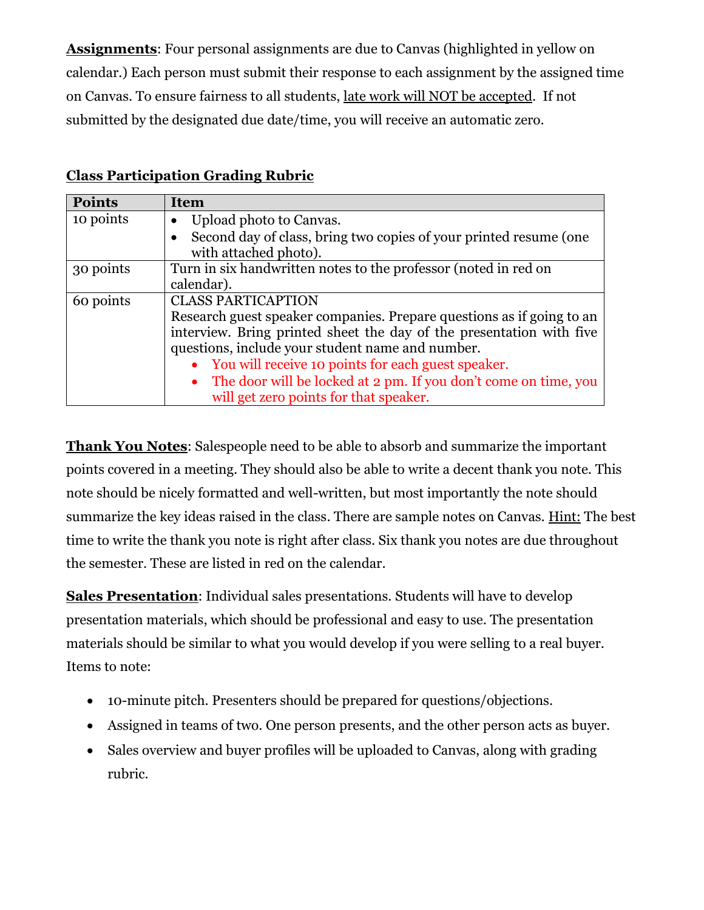**<u>Assignments</u>**: Four personal assignments are due to Canvas (highlighted in yellow on calendar.) Each person must submit their response to each assignment by the assigned time on Canvas. To ensure fairness to all students, <u>late work will NOT be accepted</u>. If not submitted by the designated due date/time, you will receive an automatic zero.

**<u>Class Participation Grading Rubric</u>**

| Points | Item |
|---|---|
| 10 points | • Upload photo to Canvas.<br>• Second day of class, bring two copies of your printed resume (one with attached photo). |
| 30 points | Turn in six handwritten notes to the professor (noted in red on calendar). |
| 60 points | CLASS PARTICAPTION<br>Research guest speaker companies. Prepare questions as if going to an interview. Bring printed sheet the day of the presentation with five questions, include your student name and number.<br>• You will receive 10 points for each guest speaker.<br>• The door will be locked at 2 pm. If you don't come on time, you will get zero points for that speaker. |

**<u>Thank You Notes</u>**: Salespeople need to be able to absorb and summarize the important points covered in a meeting. They should also be able to write a decent thank you note. This note should be nicely formatted and well-written, but most importantly the note should summarize the key ideas raised in the class. There are sample notes on Canvas. <u>Hint:</u> The best time to write the thank you note is right after class. Six thank you notes are due throughout the semester. These are listed in red on the calendar.

**<u>Sales Presentation</u>**: Individual sales presentations. Students will have to develop presentation materials, which should be professional and easy to use. The presentation materials should be similar to what you would develop if you were selling to a real buyer. Items to note:

- 10-minute pitch. Presenters should be prepared for questions/objections.
- Assigned in teams of two. One person presents, and the other person acts as buyer.
- Sales overview and buyer profiles will be uploaded to Canvas, along with grading rubric.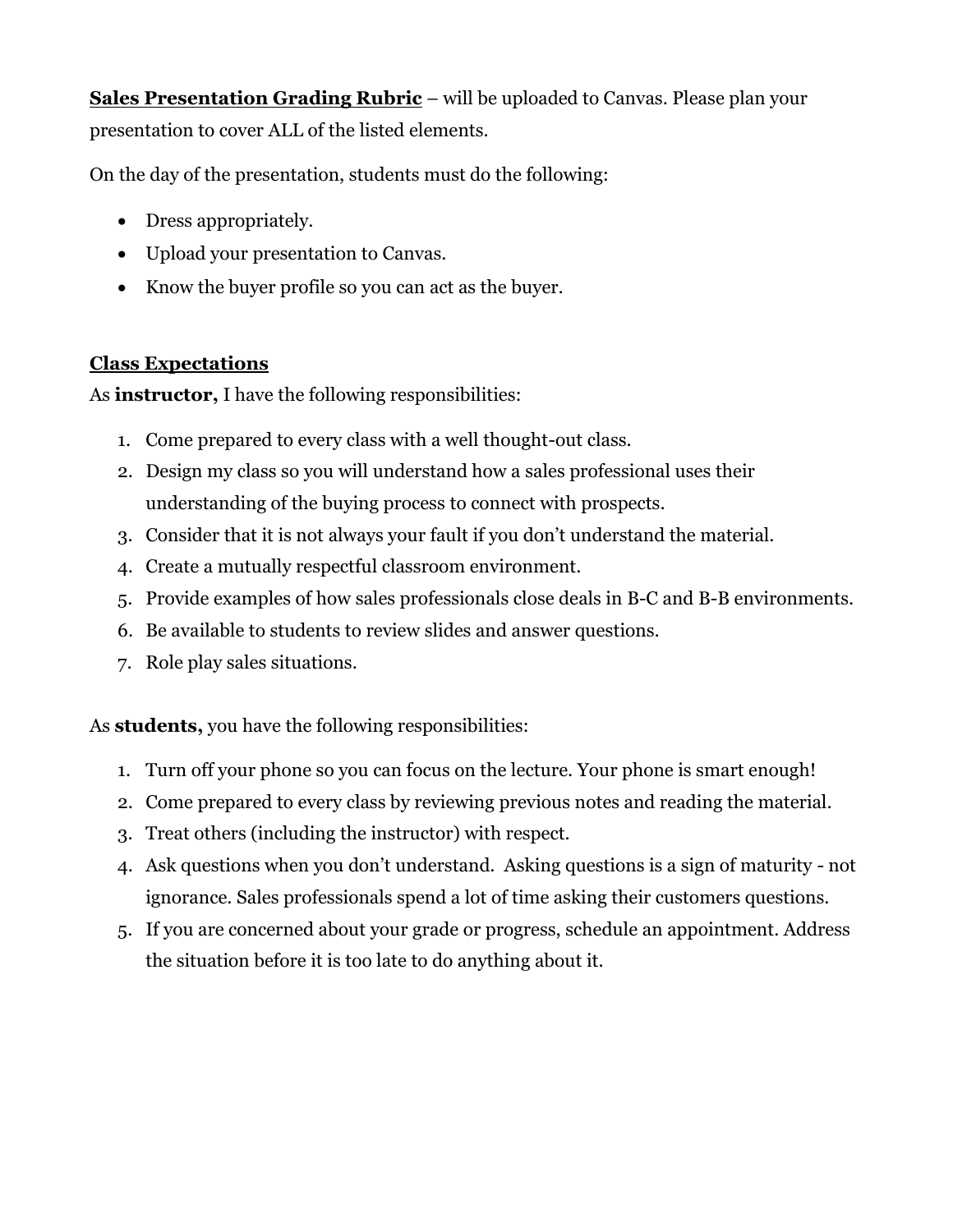**<u>Sales Presentation Grading Rubric</u>** – will be uploaded to Canvas. Please plan your presentation to cover ALL of the listed elements.

On the day of the presentation, students must do the following:

- Dress appropriately.
- Upload your presentation to Canvas.
- Know the buyer profile so you can act as the buyer.

**<u>Class Expectations</u>**

As **instructor,** I have the following responsibilities:

1. Come prepared to every class with a well thought-out class.
2. Design my class so you will understand how a sales professional uses their understanding of the buying process to connect with prospects.
3. Consider that it is not always your fault if you don't understand the material.
4. Create a mutually respectful classroom environment.
5. Provide examples of how sales professionals close deals in B-C and B-B environments.
6. Be available to students to review slides and answer questions.
7. Role play sales situations.

As **students,** you have the following responsibilities:

1. Turn off your phone so you can focus on the lecture. Your phone is smart enough!
2. Come prepared to every class by reviewing previous notes and reading the material.
3. Treat others (including the instructor) with respect.
4. Ask questions when you don't understand. Asking questions is a sign of maturity - not ignorance. Sales professionals spend a lot of time asking their customers questions.
5. If you are concerned about your grade or progress, schedule an appointment. Address the situation before it is too late to do anything about it.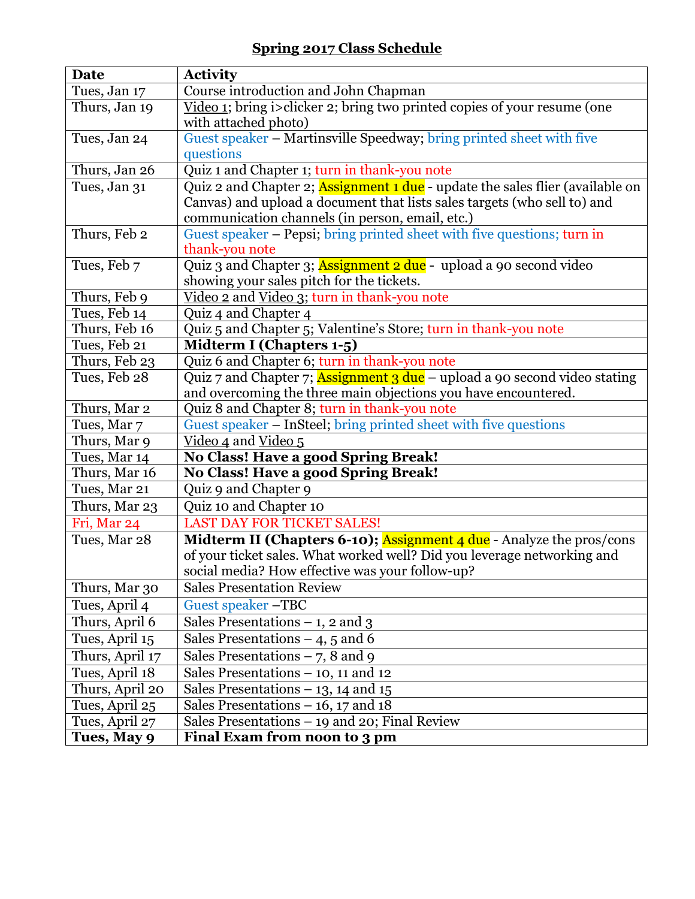# **Spring 2017 Class Schedule**

| **Date** | **Activity** |
|---|---|
| Tues, Jan 17 | Course introduction and John Chapman |
| Thurs, Jan 19 | Video 1; bring i>clicker 2; bring two printed copies of your resume (one with attached photo) |
| Tues, Jan 24 | Guest speaker – Martinsville Speedway; bring printed sheet with five questions |
| Thurs, Jan 26 | Quiz 1 and Chapter 1; turn in thank-you note |
| Tues, Jan 31 | Quiz 2 and Chapter 2; Assignment 1 due - update the sales flier (available on Canvas) and upload a document that lists sales targets (who sell to) and communication channels (in person, email, etc.) |
| Thurs, Feb 2 | Guest speaker – Pepsi; bring printed sheet with five questions; turn in thank-you note |
| Tues, Feb 7 | Quiz 3 and Chapter 3; Assignment 2 due - upload a 90 second video showing your sales pitch for the tickets. |
| Thurs, Feb 9 | Video 2 and Video 3; turn in thank-you note |
| Tues, Feb 14 | Quiz 4 and Chapter 4 |
| Thurs, Feb 16 | Quiz 5 and Chapter 5; Valentine's Store; turn in thank-you note |
| Tues, Feb 21 | **Midterm I (Chapters 1-5)** |
| Thurs, Feb 23 | Quiz 6 and Chapter 6; turn in thank-you note |
| Tues, Feb 28 | Quiz 7 and Chapter 7; Assignment 3 due – upload a 90 second video stating and overcoming the three main objections you have encountered. |
| Thurs, Mar 2 | Quiz 8 and Chapter 8; turn in thank-you note |
| Tues, Mar 7 | Guest speaker – InSteel; bring printed sheet with five questions |
| Thurs, Mar 9 | Video 4 and Video 5 |
| Tues, Mar 14 | **No Class! Have a good Spring Break!** |
| Thurs, Mar 16 | **No Class! Have a good Spring Break!** |
| Tues, Mar 21 | Quiz 9 and Chapter 9 |
| Thurs, Mar 23 | Quiz 10 and Chapter 10 |
| Fri, Mar 24 | LAST DAY FOR TICKET SALES! |
| Tues, Mar 28 | **Midterm II (Chapters 6-10);** Assignment 4 due - Analyze the pros/cons of your ticket sales. What worked well? Did you leverage networking and social media? How effective was your follow-up? |
| Thurs, Mar 30 | Sales Presentation Review |
| Tues, April 4 | Guest speaker –TBC |
| Thurs, April 6 | Sales Presentations – 1, 2 and 3 |
| Tues, April 15 | Sales Presentations – 4, 5 and 6 |
| Thurs, April 17 | Sales Presentations – 7, 8 and 9 |
| Tues, April 18 | Sales Presentations – 10, 11 and 12 |
| Thurs, April 20 | Sales Presentations – 13, 14 and 15 |
| Tues, April 25 | Sales Presentations – 16, 17 and 18 |
| Tues, April 27 | Sales Presentations – 19 and 20; Final Review |
| **Tues, May 9** | **Final Exam from noon to 3 pm** |